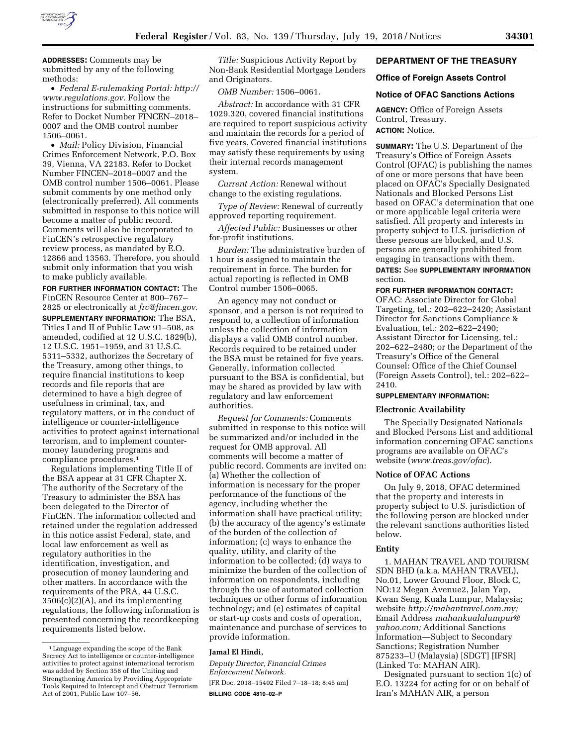**ADDRESSES:** Comments may be submitted by any of the following methods:

- *Federal E-rulemaking Portal: http://www.regulations.gov.* Follow the instructions for submitting comments. Refer to Docket Number FINCEN–2018–0007 and the OMB control number 1506–0061.
- *Mail:* Policy Division, Financial Crimes Enforcement Network, P.O. Box 39, Vienna, VA 22183. Refer to Docket Number FINCEN–2018–0007 and the OMB control number 1506–0061. Please submit comments by one method only (electronically preferred). All comments submitted in response to this notice will become a matter of public record. Comments will also be incorporated to FinCEN's retrospective regulatory review process, as mandated by E.O. 12866 and 13563. Therefore, you should submit only information that you wish to make publicly available.

**FOR FURTHER INFORMATION CONTACT:** The FinCEN Resource Center at 800–767–2825 or electronically at *frc@fincen.gov*.

**SUPPLEMENTARY INFORMATION:** The BSA, Titles I and II of Public Law 91–508, as amended, codified at 12 U.S.C. 1829(b), 12 U.S.C. 1951–1959, and 31 U.S.C. 5311–5332, authorizes the Secretary of the Treasury, among other things, to require financial institutions to keep records and file reports that are determined to have a high degree of usefulness in criminal, tax, and regulatory matters, or in the conduct of intelligence or counter-intelligence activities to protect against international terrorism, and to implement counter-money laundering programs and compliance procedures.[1]

Regulations implementing Title II of the BSA appear at 31 CFR Chapter X. The authority of the Secretary of the Treasury to administer the BSA has been delegated to the Director of FinCEN. The information collected and retained under the regulation addressed in this notice assist Federal, state, and local law enforcement as well as regulatory authorities in the identification, investigation, and prosecution of money laundering and other matters. In accordance with the requirements of the PRA, 44 U.S.C. 3506(c)(2)(A), and its implementing regulations, the following information is presented concerning the recordkeeping requirements listed below.

[1] Language expanding the scope of the Bank Secrecy Act to intelligence or counter-intelligence activities to protect against international terrorism was added by Section 358 of the Uniting and Strengthening America by Providing Appropriate Tools Required to Intercept and Obstruct Terrorism Act of 2001, Public Law 107–56.

*Title:* Suspicious Activity Report by Non-Bank Residential Mortgage Lenders and Originators.

*OMB Number:* 1506–0061.

*Abstract:* In accordance with 31 CFR 1029.320, covered financial institutions are required to report suspicious activity and maintain the records for a period of five years. Covered financial institutions may satisfy these requirements by using their internal records management system.

*Current Action:* Renewal without change to the existing regulations.

*Type of Review:* Renewal of currently approved reporting requirement.

*Affected Public:* Businesses or other for-profit institutions.

*Burden:* The administrative burden of 1 hour is assigned to maintain the requirement in force. The burden for actual reporting is reflected in OMB Control number 1506–0065.

An agency may not conduct or sponsor, and a person is not required to respond to, a collection of information unless the collection of information displays a valid OMB control number. Records required to be retained under the BSA must be retained for five years. Generally, information collected pursuant to the BSA is confidential, but may be shared as provided by law with regulatory and law enforcement authorities.

*Request for Comments:* Comments submitted in response to this notice will be summarized and/or included in the request for OMB approval. All comments will become a matter of public record. Comments are invited on: (a) Whether the collection of information is necessary for the proper performance of the functions of the agency, including whether the information shall have practical utility; (b) the accuracy of the agency's estimate of the burden of the collection of information; (c) ways to enhance the quality, utility, and clarity of the information to be collected; (d) ways to minimize the burden of the collection of information on respondents, including through the use of automated collection techniques or other forms of information technology; and (e) estimates of capital or start-up costs and costs of operation, maintenance and purchase of services to provide information.

**Jamal El Hindi,**

*Deputy Director, Financial Crimes Enforcement Network.*

[FR Doc. 2018–15402 Filed 7–18–18; 8:45 am]

**BILLING CODE 4810–02–P**

## DEPARTMENT OF THE TREASURY

### Office of Foreign Assets Control

### Notice of OFAC Sanctions Actions

**AGENCY:** Office of Foreign Assets Control, Treasury.

**ACTION:** Notice.

**SUMMARY:** The U.S. Department of the Treasury's Office of Foreign Assets Control (OFAC) is publishing the names of one or more persons that have been placed on OFAC's Specially Designated Nationals and Blocked Persons List based on OFAC's determination that one or more applicable legal criteria were satisfied. All property and interests in property subject to U.S. jurisdiction of these persons are blocked, and U.S. persons are generally prohibited from engaging in transactions with them.

**DATES:** See **SUPPLEMENTARY INFORMATION** section.

**FOR FURTHER INFORMATION CONTACT:** OFAC: Associate Director for Global Targeting, tel.: 202–622–2420; Assistant Director for Sanctions Compliance & Evaluation, tel.: 202–622–2490; Assistant Director for Licensing, tel.: 202–622–2480; or the Department of the Treasury's Office of the General Counsel: Office of the Chief Counsel (Foreign Assets Control), tel.: 202–622–2410.

**SUPPLEMENTARY INFORMATION:**

#### Electronic Availability

The Specially Designated Nationals and Blocked Persons List and additional information concerning OFAC sanctions programs are available on OFAC's website (*www.treas.gov/ofac*).

#### Notice of OFAC Actions

On July 9, 2018, OFAC determined that the property and interests in property subject to U.S. jurisdiction of the following person are blocked under the relevant sanctions authorities listed below.

#### Entity

1. MAHAN TRAVEL AND TOURISM SDN BHD (a.k.a. MAHAN TRAVEL), No.01, Lower Ground Floor, Block C, NO:12 Megan Avenue2, Jalan Yap, Kwan Seng, Kuala Lumpur, Malaysia; website *http://mahantravel.com.my;* Email Address *mahankualalumpur@yahoo.com;* Additional Sanctions Information—Subject to Secondary Sanctions; Registration Number 875233–U (Malaysia) [SDGT] [IFSR] (Linked To: MAHAN AIR).

Designated pursuant to section 1(c) of E.O. 13224 for acting for or on behalf of Iran's MAHAN AIR, a person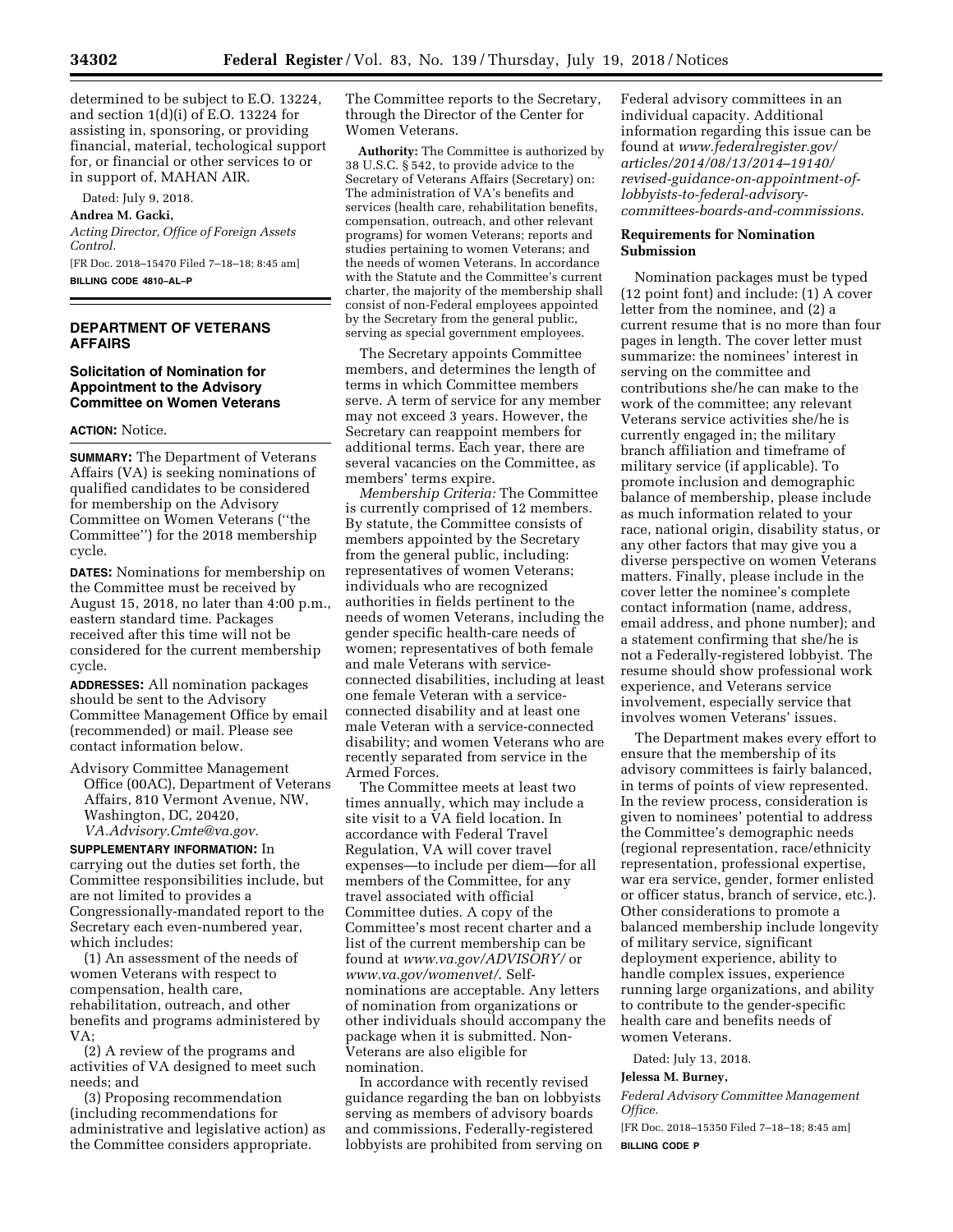determined to be subject to E.O. 13224, and section 1(d)(i) of E.O. 13224 for assisting in, sponsoring, or providing financial, material, techological support for, or financial or other services to or in support of, MAHAN AIR.

Dated: July 9, 2018.

**Andrea M. Gacki,**

*Acting Director, Office of Foreign Assets Control.*

[FR Doc. 2018–15470 Filed 7–18–18; 8:45 am]

**BILLING CODE 4810–AL–P**

## DEPARTMENT OF VETERANS AFFAIRS

### Solicitation of Nomination for Appointment to the Advisory Committee on Women Veterans

**ACTION:** Notice.

**SUMMARY:** The Department of Veterans Affairs (VA) is seeking nominations of qualified candidates to be considered for membership on the Advisory Committee on Women Veterans (''the Committee'') for the 2018 membership cycle.

**DATES:** Nominations for membership on the Committee must be received by August 15, 2018, no later than 4:00 p.m., eastern standard time. Packages received after this time will not be considered for the current membership cycle.

**ADDRESSES:** All nomination packages should be sent to the Advisory Committee Management Office by email (recommended) or mail. Please see contact information below.

Advisory Committee Management Office (00AC), Department of Veterans Affairs, 810 Vermont Avenue, NW, Washington, DC, 20420, *VA.Advisory.Cmte@va.gov.*

**SUPPLEMENTARY INFORMATION:** In carrying out the duties set forth, the Committee responsibilities include, but are not limited to provides a Congressionally-mandated report to the Secretary each even-numbered year, which includes:

(1) An assessment of the needs of women Veterans with respect to compensation, health care, rehabilitation, outreach, and other benefits and programs administered by VA;

(2) A review of the programs and activities of VA designed to meet such needs; and

(3) Proposing recommendation (including recommendations for administrative and legislative action) as the Committee considers appropriate.

The Committee reports to the Secretary, through the Director of the Center for Women Veterans.

**Authority:** The Committee is authorized by 38 U.S.C. § 542, to provide advice to the Secretary of Veterans Affairs (Secretary) on: The administration of VA's benefits and services (health care, rehabilitation benefits, compensation, outreach, and other relevant programs) for women Veterans; reports and studies pertaining to women Veterans; and the needs of women Veterans. In accordance with the Statute and the Committee's current charter, the majority of the membership shall consist of non-Federal employees appointed by the Secretary from the general public, serving as special government employees.

The Secretary appoints Committee members, and determines the length of terms in which Committee members serve. A term of service for any member may not exceed 3 years. However, the Secretary can reappoint members for additional terms. Each year, there are several vacancies on the Committee, as members' terms expire.

*Membership Criteria:* The Committee is currently comprised of 12 members. By statute, the Committee consists of members appointed by the Secretary from the general public, including: representatives of women Veterans; individuals who are recognized authorities in fields pertinent to the needs of women Veterans, including the gender specific health-care needs of women; representatives of both female and male Veterans with service-connected disabilities, including at least one female Veteran with a service-connected disability and at least one male Veteran with a service-connected disability; and women Veterans who are recently separated from service in the Armed Forces.

The Committee meets at least two times annually, which may include a site visit to a VA field location. In accordance with Federal Travel Regulation, VA will cover travel expenses—to include per diem—for all members of the Committee, for any travel associated with official Committee duties. A copy of the Committee's most recent charter and a list of the current membership can be found at *www.va.gov/ADVISORY/* or *www.va.gov/womenvet/*. Self-nominations are acceptable. Any letters of nomination from organizations or other individuals should accompany the package when it is submitted. Non-Veterans are also eligible for nomination.

In accordance with recently revised guidance regarding the ban on lobbyists serving as members of advisory boards and commissions, Federally-registered lobbyists are prohibited from serving on Federal advisory committees in an individual capacity. Additional information regarding this issue can be found at *www.federalregister.gov/articles/2014/08/13/2014–19140/revised-guidance-on-appointment-of-lobbyists-to-federal-advisory-committees-boards-and-commissions.*

### Requirements for Nomination Submission

Nomination packages must be typed (12 point font) and include: (1) A cover letter from the nominee, and (2) a current resume that is no more than four pages in length. The cover letter must summarize: the nominees' interest in serving on the committee and contributions she/he can make to the work of the committee; any relevant Veterans service activities she/he is currently engaged in; the military branch affiliation and timeframe of military service (if applicable). To promote inclusion and demographic balance of membership, please include as much information related to your race, national origin, disability status, or any other factors that may give you a diverse perspective on women Veterans matters. Finally, please include in the cover letter the nominee's complete contact information (name, address, email address, and phone number); and a statement confirming that she/he is not a Federally-registered lobbyist. The resume should show professional work experience, and Veterans service involvement, especially service that involves women Veterans' issues.

The Department makes every effort to ensure that the membership of its advisory committees is fairly balanced, in terms of points of view represented. In the review process, consideration is given to nominees' potential to address the Committee's demographic needs (regional representation, race/ethnicity representation, professional expertise, war era service, gender, former enlisted or officer status, branch of service, etc.). Other considerations to promote a balanced membership include longevity of military service, significant deployment experience, ability to handle complex issues, experience running large organizations, and ability to contribute to the gender-specific health care and benefits needs of women Veterans.

Dated: July 13, 2018.

**Jelessa M. Burney,**

*Federal Advisory Committee Management Office.*

[FR Doc. 2018–15350 Filed 7–18–18; 8:45 am]

**BILLING CODE P**